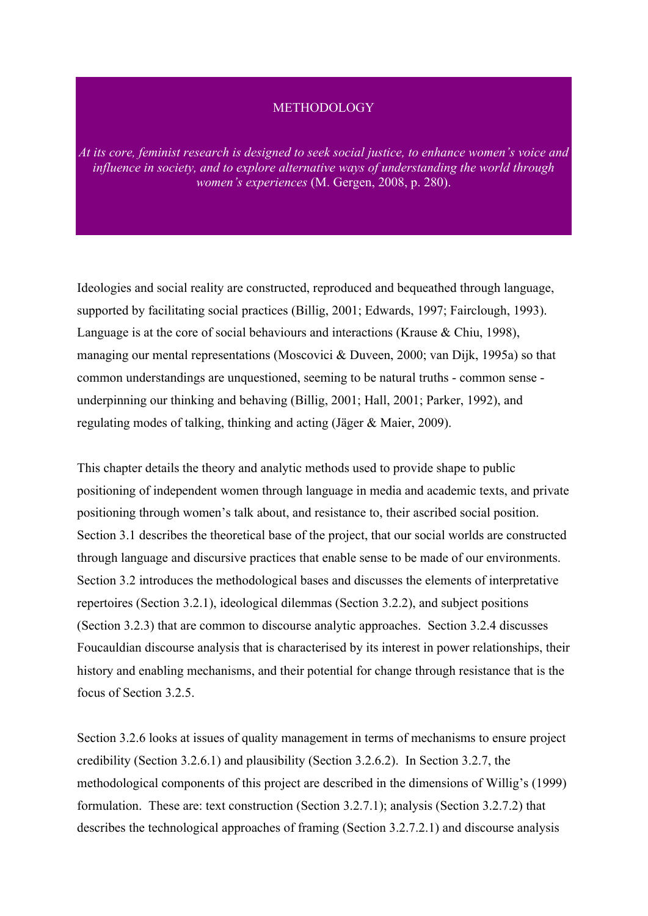# METHODOLOGY

*At its core, feminist research is designed to seek social justice, to enhance women's voice and influence in society, and to explore alternative ways of understanding the world through women's experiences* (M. Gergen, 2008, p. 280).

Ideologies and social reality are constructed, reproduced and bequeathed through language, supported by facilitating social practices (Billig, 2001; Edwards, 1997; Fairclough, 1993). Language is at the core of social behaviours and interactions (Krause & Chiu, 1998), managing our mental representations (Moscovici & Duveen, 2000; van Dijk, 1995a) so that common understandings are unquestioned, seeming to be natural truths - common sense - underpinning our thinking and behaving (Billig, 2001; Hall, 2001; Parker, 1992), and regulating modes of talking, thinking and acting (Jäger & Maier, 2009).

This chapter details the theory and analytic methods used to provide shape to public positioning of independent women through language in media and academic texts, and private positioning through women's talk about, and resistance to, their ascribed social position. Section 3.1 describes the theoretical base of the project, that our social worlds are constructed through language and discursive practices that enable sense to be made of our environments. Section 3.2 introduces the methodological bases and discusses the elements of interpretative repertoires (Section 3.2.1), ideological dilemmas (Section 3.2.2), and subject positions (Section 3.2.3) that are common to discourse analytic approaches. Section 3.2.4 discusses Foucauldian discourse analysis that is characterised by its interest in power relationships, their history and enabling mechanisms, and their potential for change through resistance that is the focus of Section 3.2.5.

Section 3.2.6 looks at issues of quality management in terms of mechanisms to ensure project credibility (Section 3.2.6.1) and plausibility (Section 3.2.6.2). In Section 3.2.7, the methodological components of this project are described in the dimensions of Willig's (1999) formulation. These are: text construction (Section 3.2.7.1); analysis (Section 3.2.7.2) that describes the technological approaches of framing (Section 3.2.7.2.1) and discourse analysis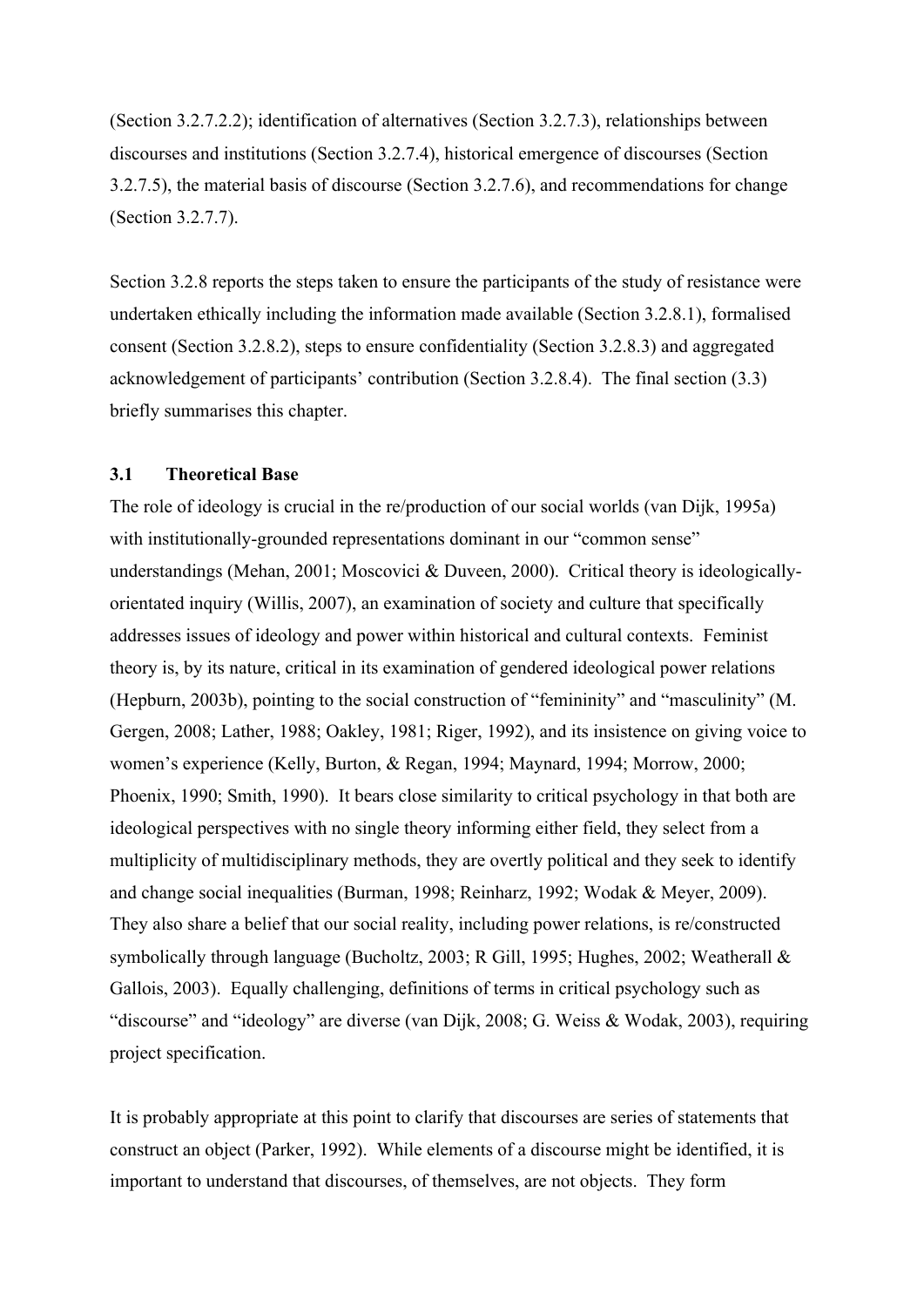(Section 3.2.7.2.2); identification of alternatives (Section 3.2.7.3), relationships between discourses and institutions (Section 3.2.7.4), historical emergence of discourses (Section 3.2.7.5), the material basis of discourse (Section 3.2.7.6), and recommendations for change (Section 3.2.7.7).

Section 3.2.8 reports the steps taken to ensure the participants of the study of resistance were undertaken ethically including the information made available (Section 3.2.8.1), formalised consent (Section 3.2.8.2), steps to ensure confidentiality (Section 3.2.8.3) and aggregated acknowledgement of participants' contribution (Section 3.2.8.4). The final section (3.3) briefly summarises this chapter.

### 3.1 Theoretical Base

The role of ideology is crucial in the re/production of our social worlds (van Dijk, 1995a) with institutionally-grounded representations dominant in our "common sense" understandings (Mehan, 2001; Moscovici & Duveen, 2000). Critical theory is ideologically-orientated inquiry (Willis, 2007), an examination of society and culture that specifically addresses issues of ideology and power within historical and cultural contexts. Feminist theory is, by its nature, critical in its examination of gendered ideological power relations (Hepburn, 2003b), pointing to the social construction of "femininity" and "masculinity" (M. Gergen, 2008; Lather, 1988; Oakley, 1981; Riger, 1992), and its insistence on giving voice to women's experience (Kelly, Burton, & Regan, 1994; Maynard, 1994; Morrow, 2000; Phoenix, 1990; Smith, 1990). It bears close similarity to critical psychology in that both are ideological perspectives with no single theory informing either field, they select from a multiplicity of multidisciplinary methods, they are overtly political and they seek to identify and change social inequalities (Burman, 1998; Reinharz, 1992; Wodak & Meyer, 2009). They also share a belief that our social reality, including power relations, is re/constructed symbolically through language (Bucholtz, 2003; R Gill, 1995; Hughes, 2002; Weatherall & Gallois, 2003). Equally challenging, definitions of terms in critical psychology such as "discourse" and "ideology" are diverse (van Dijk, 2008; G. Weiss & Wodak, 2003), requiring project specification.

It is probably appropriate at this point to clarify that discourses are series of statements that construct an object (Parker, 1992). While elements of a discourse might be identified, it is important to understand that discourses, of themselves, are not objects. They form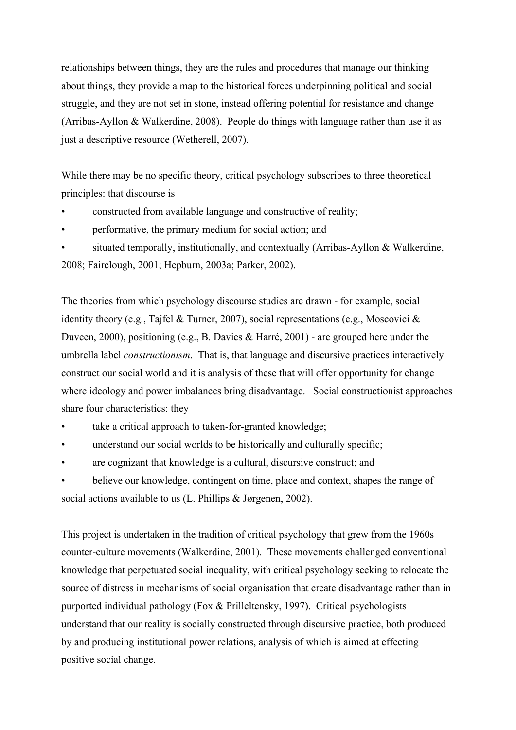relationships between things, they are the rules and procedures that manage our thinking about things, they provide a map to the historical forces underpinning political and social struggle, and they are not set in stone, instead offering potential for resistance and change (Arribas-Ayllon & Walkerdine, 2008). People do things with language rather than use it as just a descriptive resource (Wetherell, 2007).

While there may be no specific theory, critical psychology subscribes to three theoretical principles: that discourse is

- constructed from available language and constructive of reality;
- performative, the primary medium for social action; and
- situated temporally, institutionally, and contextually (Arribas-Ayllon & Walkerdine, 2008; Fairclough, 2001; Hepburn, 2003a; Parker, 2002).

The theories from which psychology discourse studies are drawn - for example, social identity theory (e.g., Tajfel & Turner, 2007), social representations (e.g., Moscovici & Duveen, 2000), positioning (e.g., B. Davies & Harré, 2001) - are grouped here under the umbrella label *constructionism*. That is, that language and discursive practices interactively construct our social world and it is analysis of these that will offer opportunity for change where ideology and power imbalances bring disadvantage. Social constructionist approaches share four characteristics: they

- take a critical approach to taken-for-granted knowledge;
- understand our social worlds to be historically and culturally specific;
- are cognizant that knowledge is a cultural, discursive construct; and
- believe our knowledge, contingent on time, place and context, shapes the range of social actions available to us (L. Phillips & Jørgenen, 2002).

This project is undertaken in the tradition of critical psychology that grew from the 1960s counter-culture movements (Walkerdine, 2001). These movements challenged conventional knowledge that perpetuated social inequality, with critical psychology seeking to relocate the source of distress in mechanisms of social organisation that create disadvantage rather than in purported individual pathology (Fox & Prilleltensky, 1997). Critical psychologists understand that our reality is socially constructed through discursive practice, both produced by and producing institutional power relations, analysis of which is aimed at effecting positive social change.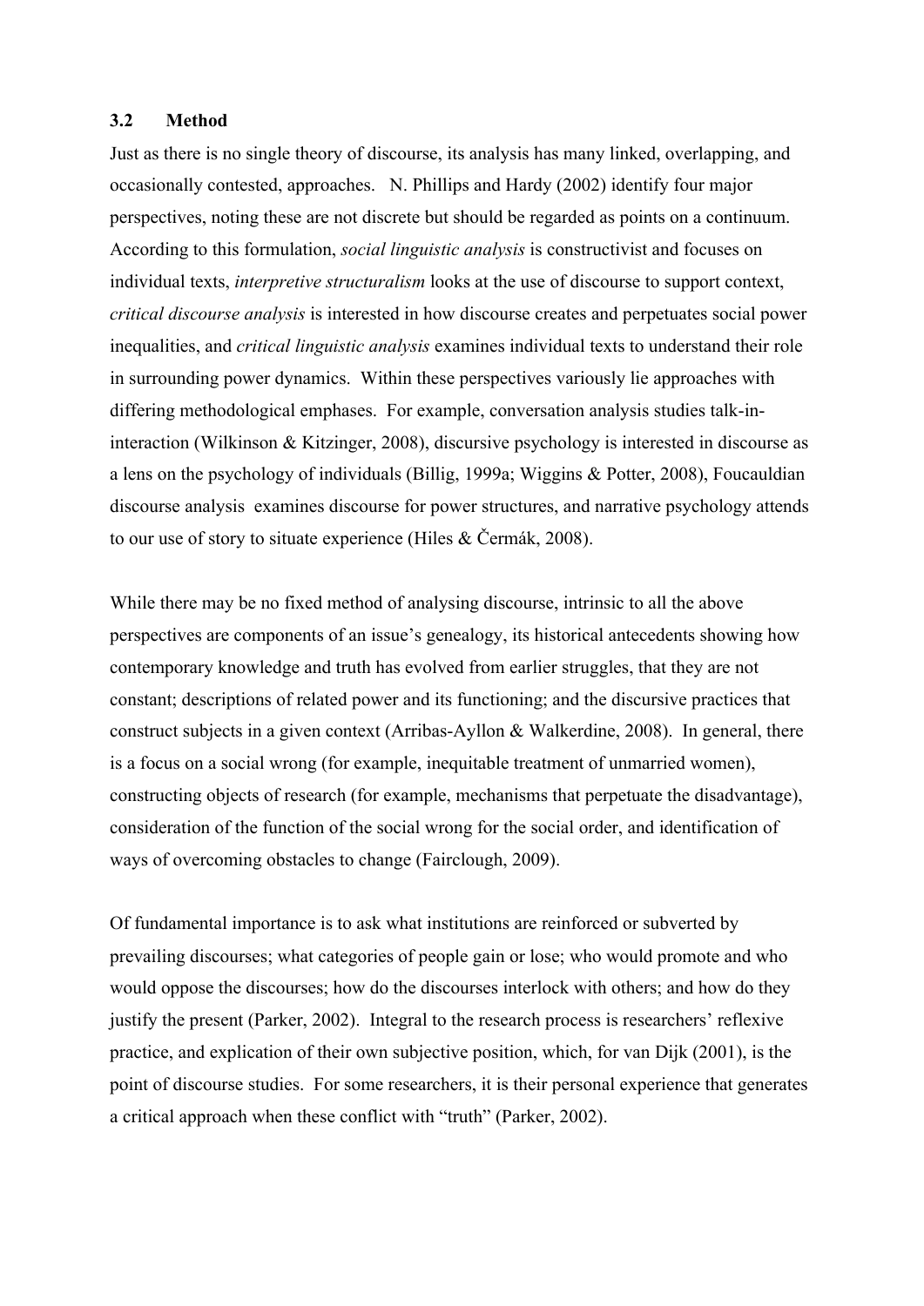### 3.2 Method

Just as there is no single theory of discourse, its analysis has many linked, overlapping, and occasionally contested, approaches. N. Phillips and Hardy (2002) identify four major perspectives, noting these are not discrete but should be regarded as points on a continuum. According to this formulation, *social linguistic analysis* is constructivist and focuses on individual texts, *interpretive structuralism* looks at the use of discourse to support context, *critical discourse analysis* is interested in how discourse creates and perpetuates social power inequalities, and *critical linguistic analysis* examines individual texts to understand their role in surrounding power dynamics. Within these perspectives variously lie approaches with differing methodological emphases. For example, conversation analysis studies talk-in-interaction (Wilkinson & Kitzinger, 2008), discursive psychology is interested in discourse as a lens on the psychology of individuals (Billig, 1999a; Wiggins & Potter, 2008), Foucauldian discourse analysis examines discourse for power structures, and narrative psychology attends to our use of story to situate experience (Hiles & Čermák, 2008).

While there may be no fixed method of analysing discourse, intrinsic to all the above perspectives are components of an issue's genealogy, its historical antecedents showing how contemporary knowledge and truth has evolved from earlier struggles, that they are not constant; descriptions of related power and its functioning; and the discursive practices that construct subjects in a given context (Arribas-Ayllon & Walkerdine, 2008). In general, there is a focus on a social wrong (for example, inequitable treatment of unmarried women), constructing objects of research (for example, mechanisms that perpetuate the disadvantage), consideration of the function of the social wrong for the social order, and identification of ways of overcoming obstacles to change (Fairclough, 2009).

Of fundamental importance is to ask what institutions are reinforced or subverted by prevailing discourses; what categories of people gain or lose; who would promote and who would oppose the discourses; how do the discourses interlock with others; and how do they justify the present (Parker, 2002). Integral to the research process is researchers' reflexive practice, and explication of their own subjective position, which, for van Dijk (2001), is the point of discourse studies. For some researchers, it is their personal experience that generates a critical approach when these conflict with "truth" (Parker, 2002).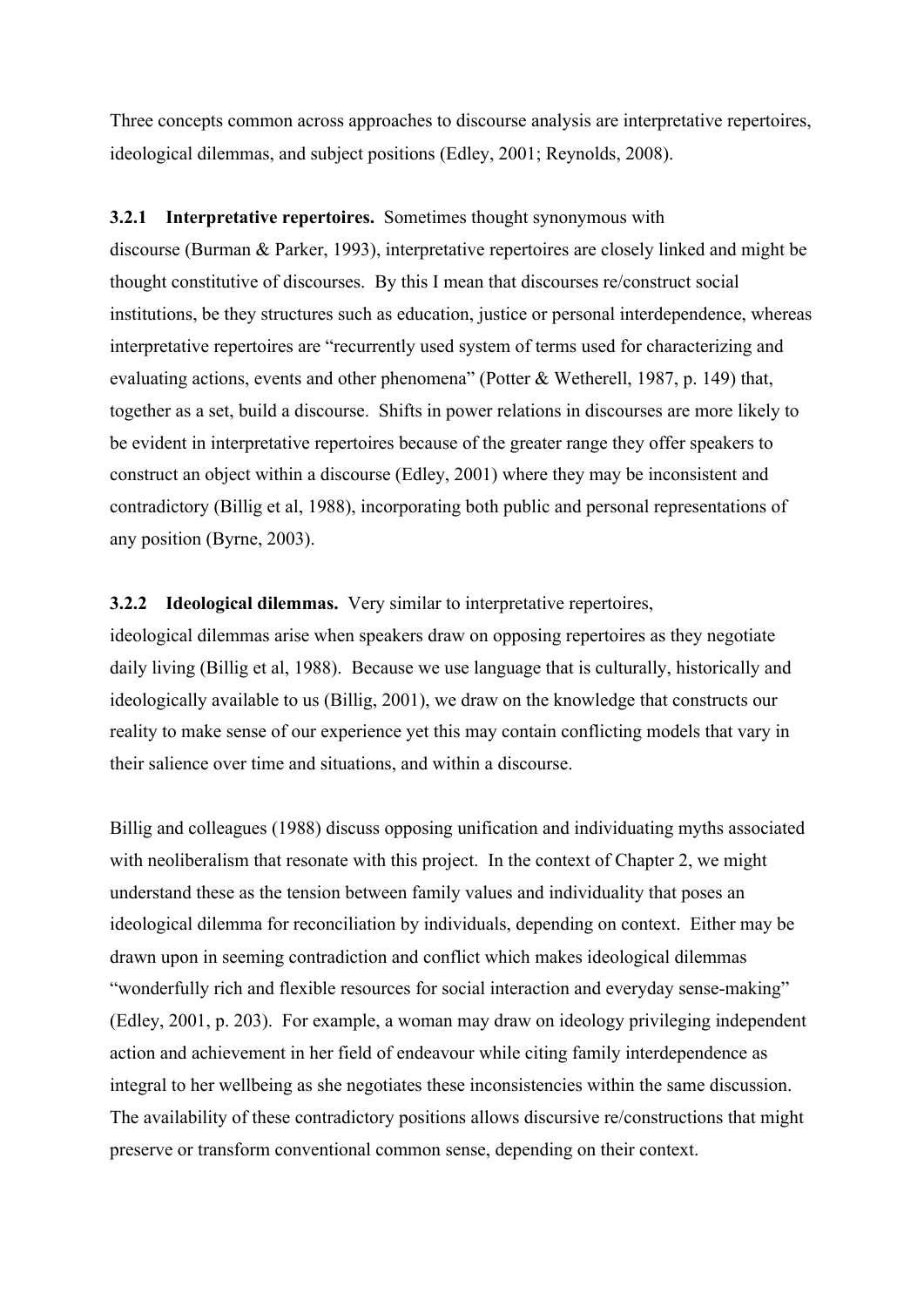Three concepts common across approaches to discourse analysis are interpretative repertoires, ideological dilemmas, and subject positions (Edley, 2001; Reynolds, 2008).

**3.2.1 Interpretative repertoires.** Sometimes thought synonymous with discourse (Burman & Parker, 1993), interpretative repertoires are closely linked and might be thought constitutive of discourses. By this I mean that discourses re/construct social institutions, be they structures such as education, justice or personal interdependence, whereas interpretative repertoires are "recurrently used system of terms used for characterizing and evaluating actions, events and other phenomena" (Potter & Wetherell, 1987, p. 149) that, together as a set, build a discourse. Shifts in power relations in discourses are more likely to be evident in interpretative repertoires because of the greater range they offer speakers to construct an object within a discourse (Edley, 2001) where they may be inconsistent and contradictory (Billig et al, 1988), incorporating both public and personal representations of any position (Byrne, 2003).

**3.2.2 Ideological dilemmas.** Very similar to interpretative repertoires, ideological dilemmas arise when speakers draw on opposing repertoires as they negotiate daily living (Billig et al, 1988). Because we use language that is culturally, historically and ideologically available to us (Billig, 2001), we draw on the knowledge that constructs our reality to make sense of our experience yet this may contain conflicting models that vary in their salience over time and situations, and within a discourse.

Billig and colleagues (1988) discuss opposing unification and individuating myths associated with neoliberalism that resonate with this project. In the context of Chapter 2, we might understand these as the tension between family values and individuality that poses an ideological dilemma for reconciliation by individuals, depending on context. Either may be drawn upon in seeming contradiction and conflict which makes ideological dilemmas "wonderfully rich and flexible resources for social interaction and everyday sense-making" (Edley, 2001, p. 203). For example, a woman may draw on ideology privileging independent action and achievement in her field of endeavour while citing family interdependence as integral to her wellbeing as she negotiates these inconsistencies within the same discussion. The availability of these contradictory positions allows discursive re/constructions that might preserve or transform conventional common sense, depending on their context.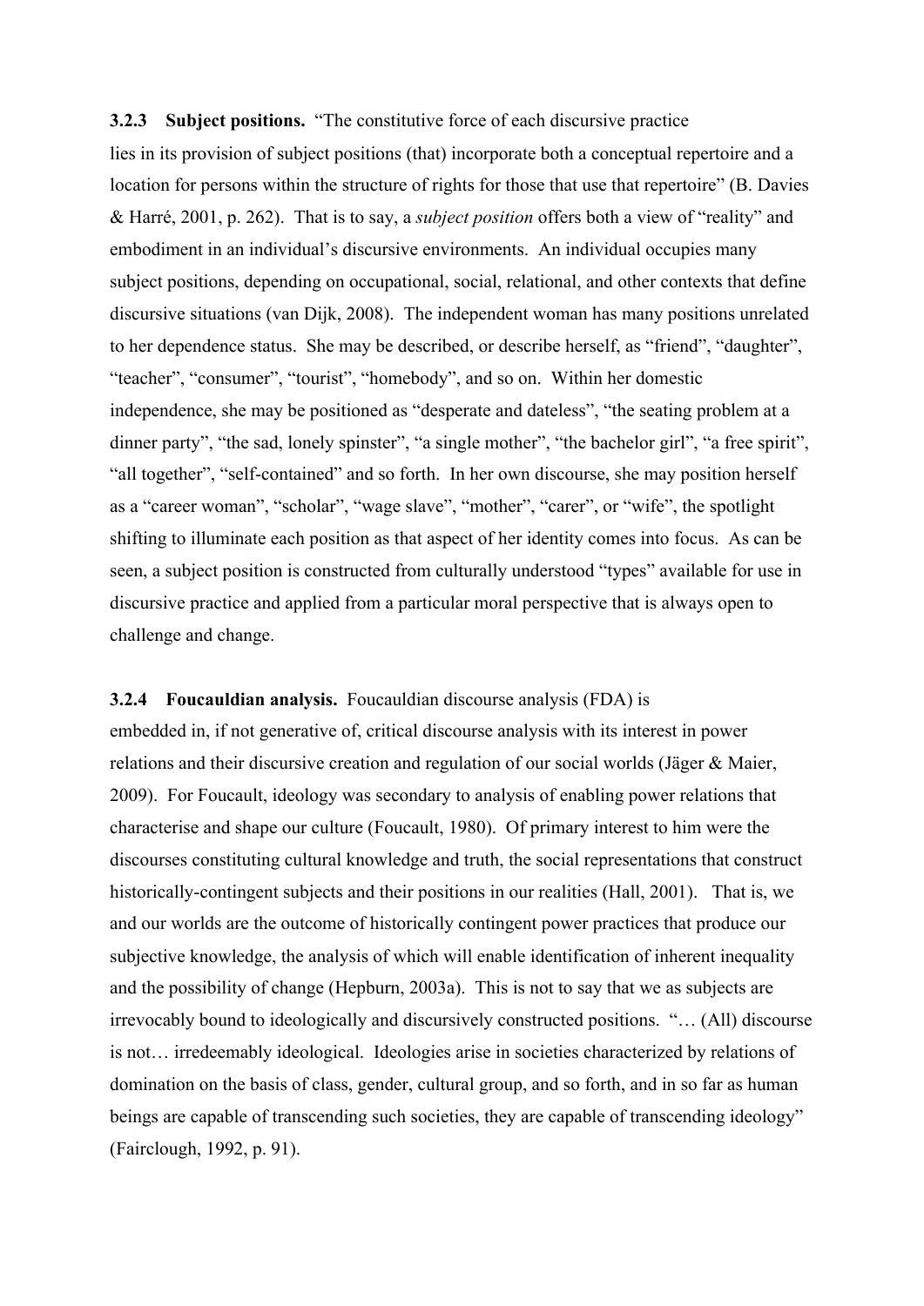**3.2.3 Subject positions.** "The constitutive force of each discursive practice lies in its provision of subject positions (that) incorporate both a conceptual repertoire and a location for persons within the structure of rights for those that use that repertoire" (B. Davies & Harré, 2001, p. 262). That is to say, a *subject position* offers both a view of "reality" and embodiment in an individual's discursive environments. An individual occupies many subject positions, depending on occupational, social, relational, and other contexts that define discursive situations (van Dijk, 2008). The independent woman has many positions unrelated to her dependence status. She may be described, or describe herself, as "friend", "daughter", "teacher", "consumer", "tourist", "homebody", and so on. Within her domestic independence, she may be positioned as "desperate and dateless", "the seating problem at a dinner party", "the sad, lonely spinster", "a single mother", "the bachelor girl", "a free spirit", "all together", "self-contained" and so forth. In her own discourse, she may position herself as a "career woman", "scholar", "wage slave", "mother", "carer", or "wife", the spotlight shifting to illuminate each position as that aspect of her identity comes into focus. As can be seen, a subject position is constructed from culturally understood "types" available for use in discursive practice and applied from a particular moral perspective that is always open to challenge and change.

**3.2.4 Foucauldian analysis.** Foucauldian discourse analysis (FDA) is embedded in, if not generative of, critical discourse analysis with its interest in power relations and their discursive creation and regulation of our social worlds (Jäger & Maier, 2009). For Foucault, ideology was secondary to analysis of enabling power relations that characterise and shape our culture (Foucault, 1980). Of primary interest to him were the discourses constituting cultural knowledge and truth, the social representations that construct historically-contingent subjects and their positions in our realities (Hall, 2001). That is, we and our worlds are the outcome of historically contingent power practices that produce our subjective knowledge, the analysis of which will enable identification of inherent inequality and the possibility of change (Hepburn, 2003a). This is not to say that we as subjects are irrevocably bound to ideologically and discursively constructed positions. "… (All) discourse is not… irredeemably ideological. Ideologies arise in societies characterized by relations of domination on the basis of class, gender, cultural group, and so forth, and in so far as human beings are capable of transcending such societies, they are capable of transcending ideology" (Fairclough, 1992, p. 91).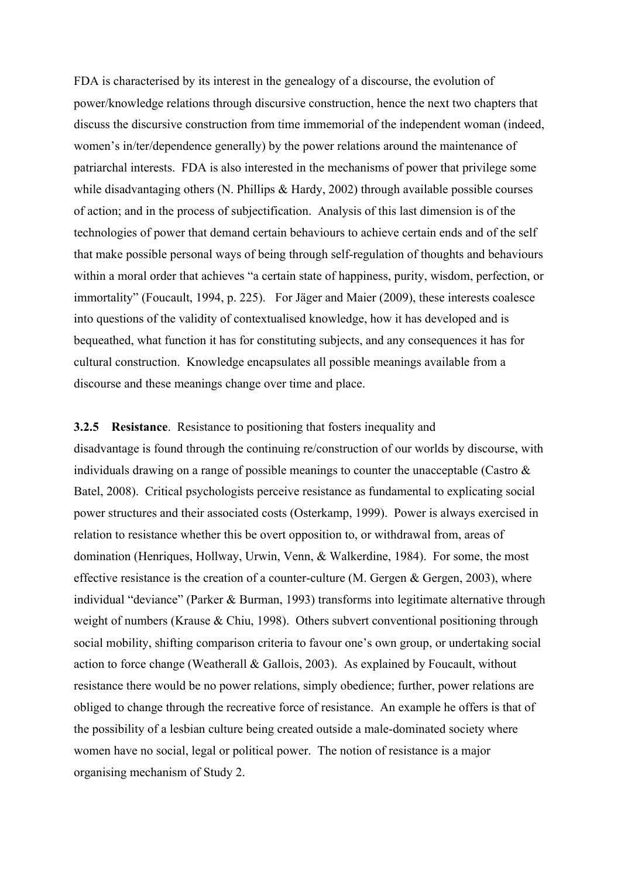FDA is characterised by its interest in the genealogy of a discourse, the evolution of power/knowledge relations through discursive construction, hence the next two chapters that discuss the discursive construction from time immemorial of the independent woman (indeed, women's in/ter/dependence generally) by the power relations around the maintenance of patriarchal interests. FDA is also interested in the mechanisms of power that privilege some while disadvantaging others (N. Phillips & Hardy, 2002) through available possible courses of action; and in the process of subjectification. Analysis of this last dimension is of the technologies of power that demand certain behaviours to achieve certain ends and of the self that make possible personal ways of being through self-regulation of thoughts and behaviours within a moral order that achieves "a certain state of happiness, purity, wisdom, perfection, or immortality" (Foucault, 1994, p. 225). For Jäger and Maier (2009), these interests coalesce into questions of the validity of contextualised knowledge, how it has developed and is bequeathed, what function it has for constituting subjects, and any consequences it has for cultural construction. Knowledge encapsulates all possible meanings available from a discourse and these meanings change over time and place.

**3.2.5 Resistance**. Resistance to positioning that fosters inequality and disadvantage is found through the continuing re/construction of our worlds by discourse, with individuals drawing on a range of possible meanings to counter the unacceptable (Castro & Batel, 2008). Critical psychologists perceive resistance as fundamental to explicating social power structures and their associated costs (Osterkamp, 1999). Power is always exercised in relation to resistance whether this be overt opposition to, or withdrawal from, areas of domination (Henriques, Hollway, Urwin, Venn, & Walkerdine, 1984). For some, the most effective resistance is the creation of a counter-culture (M. Gergen & Gergen, 2003), where individual "deviance" (Parker & Burman, 1993) transforms into legitimate alternative through weight of numbers (Krause & Chiu, 1998). Others subvert conventional positioning through social mobility, shifting comparison criteria to favour one's own group, or undertaking social action to force change (Weatherall & Gallois, 2003). As explained by Foucault, without resistance there would be no power relations, simply obedience; further, power relations are obliged to change through the recreative force of resistance. An example he offers is that of the possibility of a lesbian culture being created outside a male-dominated society where women have no social, legal or political power. The notion of resistance is a major organising mechanism of Study 2.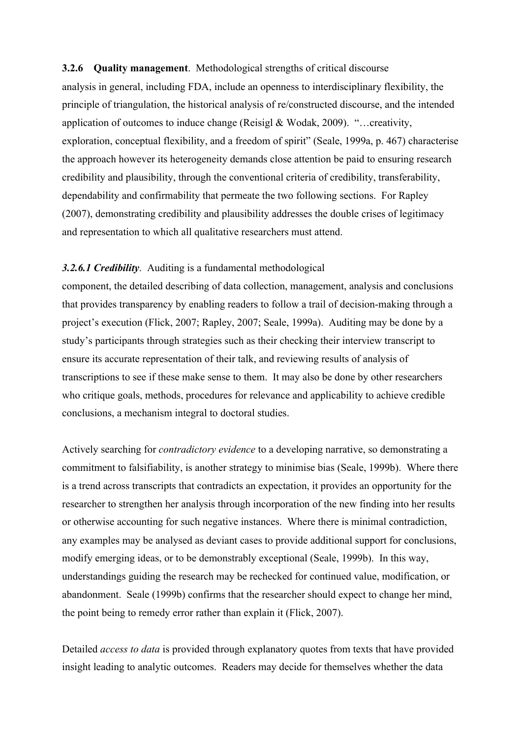**3.2.6 Quality management**. Methodological strengths of critical discourse analysis in general, including FDA, include an openness to interdisciplinary flexibility, the principle of triangulation, the historical analysis of re/constructed discourse, and the intended application of outcomes to induce change (Reisigl & Wodak, 2009). "…creativity, exploration, conceptual flexibility, and a freedom of spirit" (Seale, 1999a, p. 467) characterise the approach however its heterogeneity demands close attention be paid to ensuring research credibility and plausibility, through the conventional criteria of credibility, transferability, dependability and confirmability that permeate the two following sections. For Rapley (2007), demonstrating credibility and plausibility addresses the double crises of legitimacy and representation to which all qualitative researchers must attend.

***3.2.6.1 Credibility***. Auditing is a fundamental methodological component, the detailed describing of data collection, management, analysis and conclusions that provides transparency by enabling readers to follow a trail of decision-making through a project's execution (Flick, 2007; Rapley, 2007; Seale, 1999a). Auditing may be done by a study's participants through strategies such as their checking their interview transcript to ensure its accurate representation of their talk, and reviewing results of analysis of transcriptions to see if these make sense to them. It may also be done by other researchers who critique goals, methods, procedures for relevance and applicability to achieve credible conclusions, a mechanism integral to doctoral studies.

Actively searching for *contradictory evidence* to a developing narrative, so demonstrating a commitment to falsifiability, is another strategy to minimise bias (Seale, 1999b). Where there is a trend across transcripts that contradicts an expectation, it provides an opportunity for the researcher to strengthen her analysis through incorporation of the new finding into her results or otherwise accounting for such negative instances. Where there is minimal contradiction, any examples may be analysed as deviant cases to provide additional support for conclusions, modify emerging ideas, or to be demonstrably exceptional (Seale, 1999b). In this way, understandings guiding the research may be rechecked for continued value, modification, or abandonment. Seale (1999b) confirms that the researcher should expect to change her mind, the point being to remedy error rather than explain it (Flick, 2007).

Detailed *access to data* is provided through explanatory quotes from texts that have provided insight leading to analytic outcomes. Readers may decide for themselves whether the data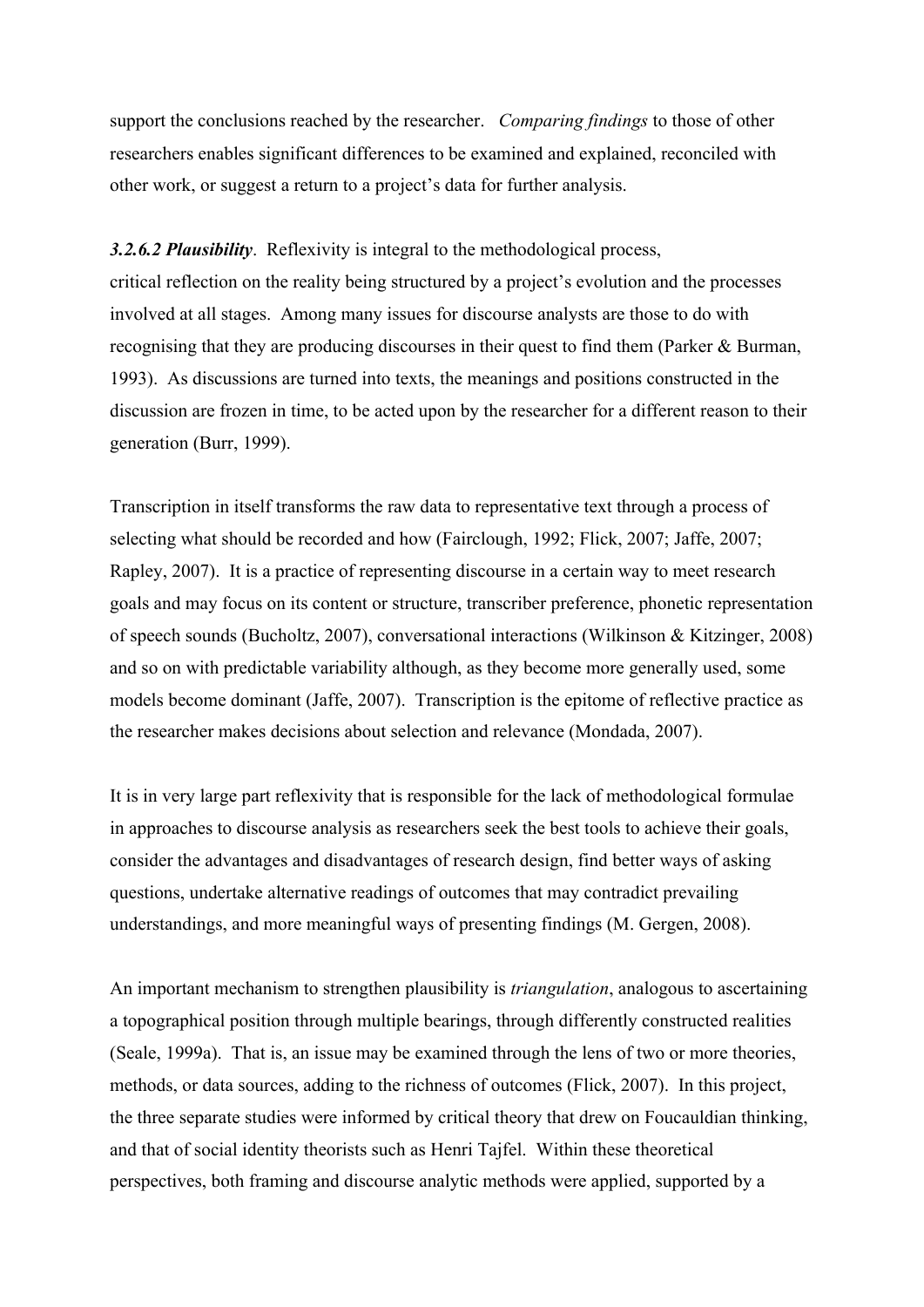support the conclusions reached by the researcher. *Comparing findings* to those of other researchers enables significant differences to be examined and explained, reconciled with other work, or suggest a return to a project's data for further analysis.

***3.2.6.2 Plausibility***. Reflexivity is integral to the methodological process, critical reflection on the reality being structured by a project's evolution and the processes involved at all stages. Among many issues for discourse analysts are those to do with recognising that they are producing discourses in their quest to find them (Parker & Burman, 1993). As discussions are turned into texts, the meanings and positions constructed in the discussion are frozen in time, to be acted upon by the researcher for a different reason to their generation (Burr, 1999).

Transcription in itself transforms the raw data to representative text through a process of selecting what should be recorded and how (Fairclough, 1992; Flick, 2007; Jaffe, 2007; Rapley, 2007). It is a practice of representing discourse in a certain way to meet research goals and may focus on its content or structure, transcriber preference, phonetic representation of speech sounds (Bucholtz, 2007), conversational interactions (Wilkinson & Kitzinger, 2008) and so on with predictable variability although, as they become more generally used, some models become dominant (Jaffe, 2007). Transcription is the epitome of reflective practice as the researcher makes decisions about selection and relevance (Mondada, 2007).

It is in very large part reflexivity that is responsible for the lack of methodological formulae in approaches to discourse analysis as researchers seek the best tools to achieve their goals, consider the advantages and disadvantages of research design, find better ways of asking questions, undertake alternative readings of outcomes that may contradict prevailing understandings, and more meaningful ways of presenting findings (M. Gergen, 2008).

An important mechanism to strengthen plausibility is *triangulation*, analogous to ascertaining a topographical position through multiple bearings, through differently constructed realities (Seale, 1999a). That is, an issue may be examined through the lens of two or more theories, methods, or data sources, adding to the richness of outcomes (Flick, 2007). In this project, the three separate studies were informed by critical theory that drew on Foucauldian thinking, and that of social identity theorists such as Henri Tajfel. Within these theoretical perspectives, both framing and discourse analytic methods were applied, supported by a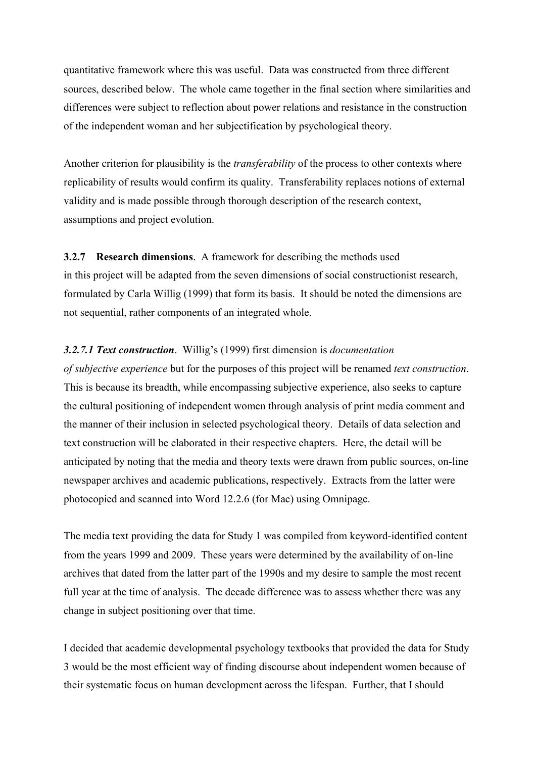quantitative framework where this was useful. Data was constructed from three different sources, described below. The whole came together in the final section where similarities and differences were subject to reflection about power relations and resistance in the construction of the independent woman and her subjectification by psychological theory.

Another criterion for plausibility is the *transferability* of the process to other contexts where replicability of results would confirm its quality. Transferability replaces notions of external validity and is made possible through thorough description of the research context, assumptions and project evolution.

**3.2.7 Research dimensions**. A framework for describing the methods used in this project will be adapted from the seven dimensions of social constructionist research, formulated by Carla Willig (1999) that form its basis. It should be noted the dimensions are not sequential, rather components of an integrated whole.

***3.2.7.1 Text construction***. Willig's (1999) first dimension is *documentation of subjective experience* but for the purposes of this project will be renamed *text construction*. This is because its breadth, while encompassing subjective experience, also seeks to capture the cultural positioning of independent women through analysis of print media comment and the manner of their inclusion in selected psychological theory. Details of data selection and text construction will be elaborated in their respective chapters. Here, the detail will be anticipated by noting that the media and theory texts were drawn from public sources, on-line newspaper archives and academic publications, respectively. Extracts from the latter were photocopied and scanned into Word 12.2.6 (for Mac) using Omnipage.

The media text providing the data for Study 1 was compiled from keyword-identified content from the years 1999 and 2009. These years were determined by the availability of on-line archives that dated from the latter part of the 1990s and my desire to sample the most recent full year at the time of analysis. The decade difference was to assess whether there was any change in subject positioning over that time.

I decided that academic developmental psychology textbooks that provided the data for Study 3 would be the most efficient way of finding discourse about independent women because of their systematic focus on human development across the lifespan. Further, that I should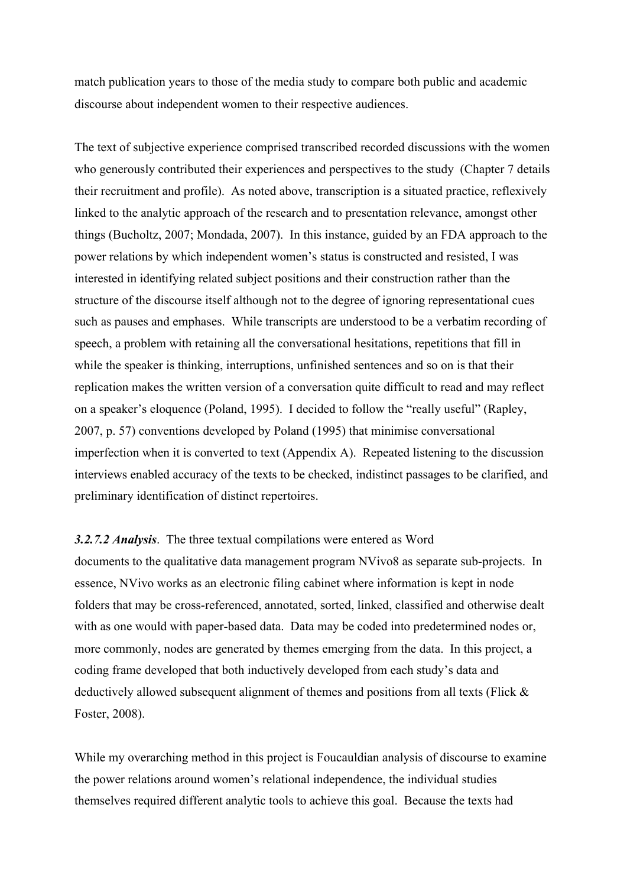match publication years to those of the media study to compare both public and academic discourse about independent women to their respective audiences.

The text of subjective experience comprised transcribed recorded discussions with the women who generously contributed their experiences and perspectives to the study (Chapter 7 details their recruitment and profile). As noted above, transcription is a situated practice, reflexively linked to the analytic approach of the research and to presentation relevance, amongst other things (Bucholtz, 2007; Mondada, 2007). In this instance, guided by an FDA approach to the power relations by which independent women's status is constructed and resisted, I was interested in identifying related subject positions and their construction rather than the structure of the discourse itself although not to the degree of ignoring representational cues such as pauses and emphases. While transcripts are understood to be a verbatim recording of speech, a problem with retaining all the conversational hesitations, repetitions that fill in while the speaker is thinking, interruptions, unfinished sentences and so on is that their replication makes the written version of a conversation quite difficult to read and may reflect on a speaker's eloquence (Poland, 1995). I decided to follow the "really useful" (Rapley, 2007, p. 57) conventions developed by Poland (1995) that minimise conversational imperfection when it is converted to text (Appendix A). Repeated listening to the discussion interviews enabled accuracy of the texts to be checked, indistinct passages to be clarified, and preliminary identification of distinct repertoires.

***3.2.7.2 Analysis***. The three textual compilations were entered as Word documents to the qualitative data management program NVivo8 as separate sub-projects. In essence, NVivo works as an electronic filing cabinet where information is kept in node folders that may be cross-referenced, annotated, sorted, linked, classified and otherwise dealt with as one would with paper-based data. Data may be coded into predetermined nodes or, more commonly, nodes are generated by themes emerging from the data. In this project, a coding frame developed that both inductively developed from each study's data and deductively allowed subsequent alignment of themes and positions from all texts (Flick & Foster, 2008).

While my overarching method in this project is Foucauldian analysis of discourse to examine the power relations around women's relational independence, the individual studies themselves required different analytic tools to achieve this goal. Because the texts had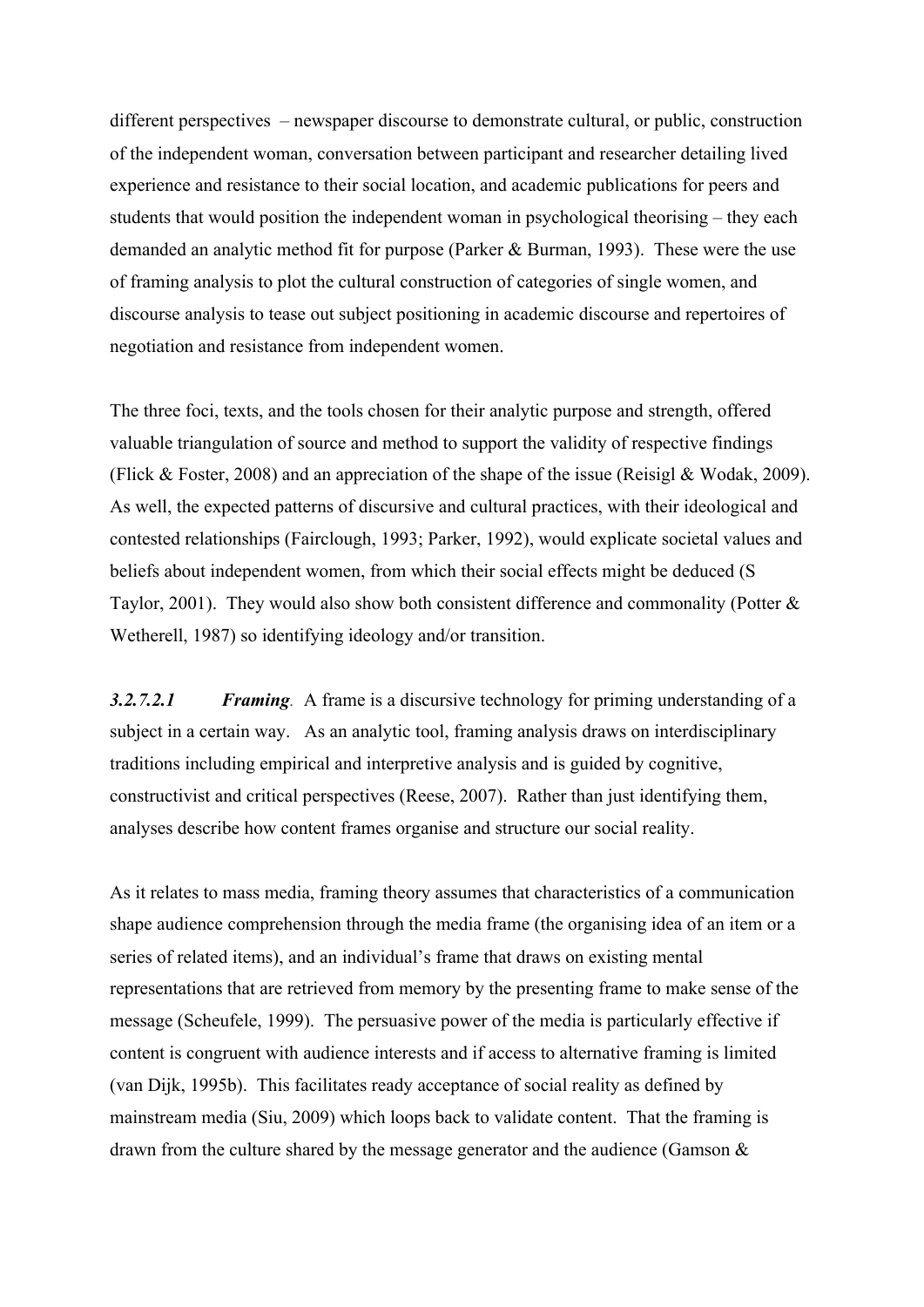different perspectives – newspaper discourse to demonstrate cultural, or public, construction of the independent woman, conversation between participant and researcher detailing lived experience and resistance to their social location, and academic publications for peers and students that would position the independent woman in psychological theorising – they each demanded an analytic method fit for purpose (Parker & Burman, 1993). These were the use of framing analysis to plot the cultural construction of categories of single women, and discourse analysis to tease out subject positioning in academic discourse and repertoires of negotiation and resistance from independent women.

The three foci, texts, and the tools chosen for their analytic purpose and strength, offered valuable triangulation of source and method to support the validity of respective findings (Flick & Foster, 2008) and an appreciation of the shape of the issue (Reisigl & Wodak, 2009). As well, the expected patterns of discursive and cultural practices, with their ideological and contested relationships (Fairclough, 1993; Parker, 1992), would explicate societal values and beliefs about independent women, from which their social effects might be deduced (S Taylor, 2001). They would also show both consistent difference and commonality (Potter & Wetherell, 1987) so identifying ideology and/or transition.

***3.2.7.2.1 Framing**.* A frame is a discursive technology for priming understanding of a subject in a certain way. As an analytic tool, framing analysis draws on interdisciplinary traditions including empirical and interpretive analysis and is guided by cognitive, constructivist and critical perspectives (Reese, 2007). Rather than just identifying them, analyses describe how content frames organise and structure our social reality.

As it relates to mass media, framing theory assumes that characteristics of a communication shape audience comprehension through the media frame (the organising idea of an item or a series of related items), and an individual's frame that draws on existing mental representations that are retrieved from memory by the presenting frame to make sense of the message (Scheufele, 1999). The persuasive power of the media is particularly effective if content is congruent with audience interests and if access to alternative framing is limited (van Dijk, 1995b). This facilitates ready acceptance of social reality as defined by mainstream media (Siu, 2009) which loops back to validate content. That the framing is drawn from the culture shared by the message generator and the audience (Gamson &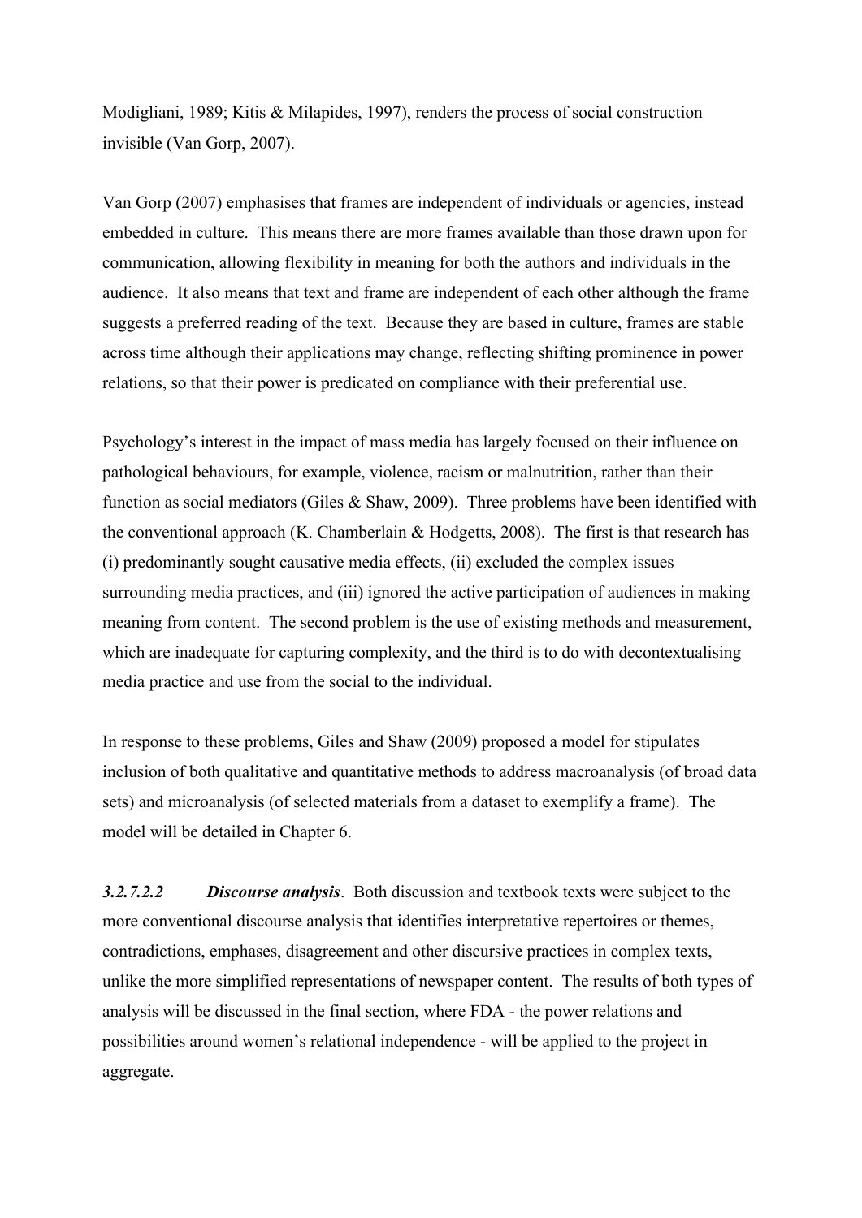Modigliani, 1989; Kitis & Milapides, 1997), renders the process of social construction invisible (Van Gorp, 2007).

Van Gorp (2007) emphasises that frames are independent of individuals or agencies, instead embedded in culture. This means there are more frames available than those drawn upon for communication, allowing flexibility in meaning for both the authors and individuals in the audience. It also means that text and frame are independent of each other although the frame suggests a preferred reading of the text. Because they are based in culture, frames are stable across time although their applications may change, reflecting shifting prominence in power relations, so that their power is predicated on compliance with their preferential use.

Psychology's interest in the impact of mass media has largely focused on their influence on pathological behaviours, for example, violence, racism or malnutrition, rather than their function as social mediators (Giles & Shaw, 2009). Three problems have been identified with the conventional approach (K. Chamberlain & Hodgetts, 2008). The first is that research has (i) predominantly sought causative media effects, (ii) excluded the complex issues surrounding media practices, and (iii) ignored the active participation of audiences in making meaning from content. The second problem is the use of existing methods and measurement, which are inadequate for capturing complexity, and the third is to do with decontextualising media practice and use from the social to the individual.

In response to these problems, Giles and Shaw (2009) proposed a model for stipulates inclusion of both qualitative and quantitative methods to address macroanalysis (of broad data sets) and microanalysis (of selected materials from a dataset to exemplify a frame). The model will be detailed in Chapter 6.

***3.2.7.2.2 Discourse analysis***. Both discussion and textbook texts were subject to the more conventional discourse analysis that identifies interpretative repertoires or themes, contradictions, emphases, disagreement and other discursive practices in complex texts, unlike the more simplified representations of newspaper content. The results of both types of analysis will be discussed in the final section, where FDA - the power relations and possibilities around women's relational independence - will be applied to the project in aggregate.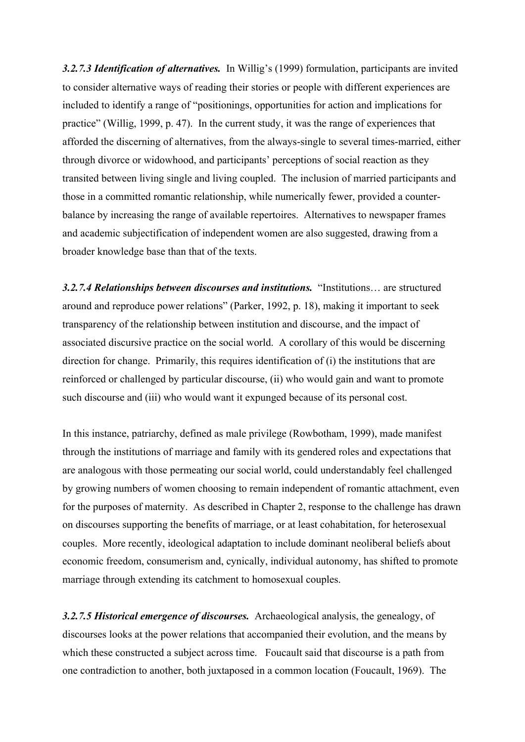***3.2.7.3 Identification of alternatives.*** In Willig's (1999) formulation, participants are invited to consider alternative ways of reading their stories or people with different experiences are included to identify a range of "positionings, opportunities for action and implications for practice" (Willig, 1999, p. 47). In the current study, it was the range of experiences that afforded the discerning of alternatives, from the always-single to several times-married, either through divorce or widowhood, and participants' perceptions of social reaction as they transited between living single and living coupled. The inclusion of married participants and those in a committed romantic relationship, while numerically fewer, provided a counter-balance by increasing the range of available repertoires. Alternatives to newspaper frames and academic subjectification of independent women are also suggested, drawing from a broader knowledge base than that of the texts.

***3.2.7.4 Relationships between discourses and institutions.*** "Institutions… are structured around and reproduce power relations" (Parker, 1992, p. 18), making it important to seek transparency of the relationship between institution and discourse, and the impact of associated discursive practice on the social world. A corollary of this would be discerning direction for change. Primarily, this requires identification of (i) the institutions that are reinforced or challenged by particular discourse, (ii) who would gain and want to promote such discourse and (iii) who would want it expunged because of its personal cost.

In this instance, patriarchy, defined as male privilege (Rowbotham, 1999), made manifest through the institutions of marriage and family with its gendered roles and expectations that are analogous with those permeating our social world, could understandably feel challenged by growing numbers of women choosing to remain independent of romantic attachment, even for the purposes of maternity. As described in Chapter 2, response to the challenge has drawn on discourses supporting the benefits of marriage, or at least cohabitation, for heterosexual couples. More recently, ideological adaptation to include dominant neoliberal beliefs about economic freedom, consumerism and, cynically, individual autonomy, has shifted to promote marriage through extending its catchment to homosexual couples.

***3.2.7.5 Historical emergence of discourses.*** Archaeological analysis, the genealogy, of discourses looks at the power relations that accompanied their evolution, and the means by which these constructed a subject across time. Foucault said that discourse is a path from one contradiction to another, both juxtaposed in a common location (Foucault, 1969). The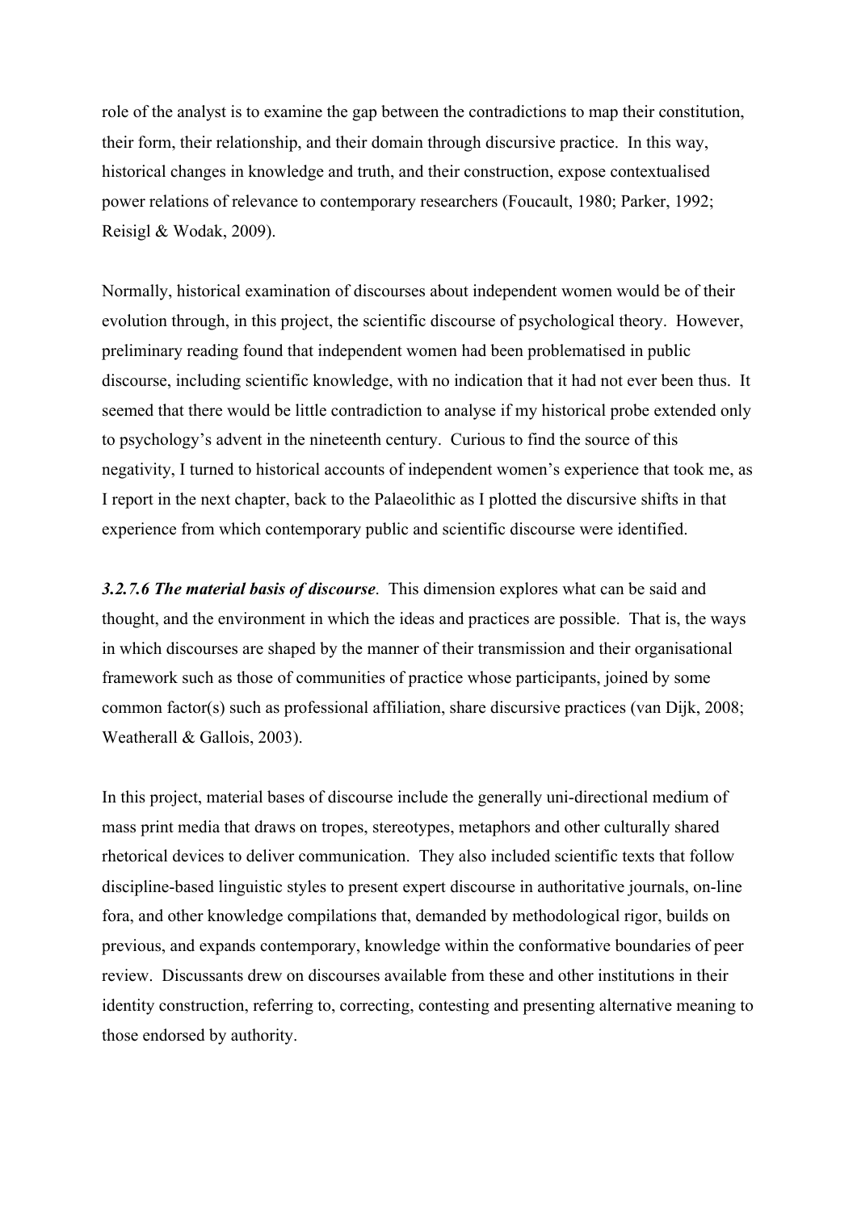role of the analyst is to examine the gap between the contradictions to map their constitution, their form, their relationship, and their domain through discursive practice. In this way, historical changes in knowledge and truth, and their construction, expose contextualised power relations of relevance to contemporary researchers (Foucault, 1980; Parker, 1992; Reisigl & Wodak, 2009).

Normally, historical examination of discourses about independent women would be of their evolution through, in this project, the scientific discourse of psychological theory. However, preliminary reading found that independent women had been problematised in public discourse, including scientific knowledge, with no indication that it had not ever been thus. It seemed that there would be little contradiction to analyse if my historical probe extended only to psychology's advent in the nineteenth century. Curious to find the source of this negativity, I turned to historical accounts of independent women's experience that took me, as I report in the next chapter, back to the Palaeolithic as I plotted the discursive shifts in that experience from which contemporary public and scientific discourse were identified.

***3.2.7.6 The material basis of discourse***. This dimension explores what can be said and thought, and the environment in which the ideas and practices are possible. That is, the ways in which discourses are shaped by the manner of their transmission and their organisational framework such as those of communities of practice whose participants, joined by some common factor(s) such as professional affiliation, share discursive practices (van Dijk, 2008; Weatherall & Gallois, 2003).

In this project, material bases of discourse include the generally uni-directional medium of mass print media that draws on tropes, stereotypes, metaphors and other culturally shared rhetorical devices to deliver communication. They also included scientific texts that follow discipline-based linguistic styles to present expert discourse in authoritative journals, on-line fora, and other knowledge compilations that, demanded by methodological rigor, builds on previous, and expands contemporary, knowledge within the conformative boundaries of peer review. Discussants drew on discourses available from these and other institutions in their identity construction, referring to, correcting, contesting and presenting alternative meaning to those endorsed by authority.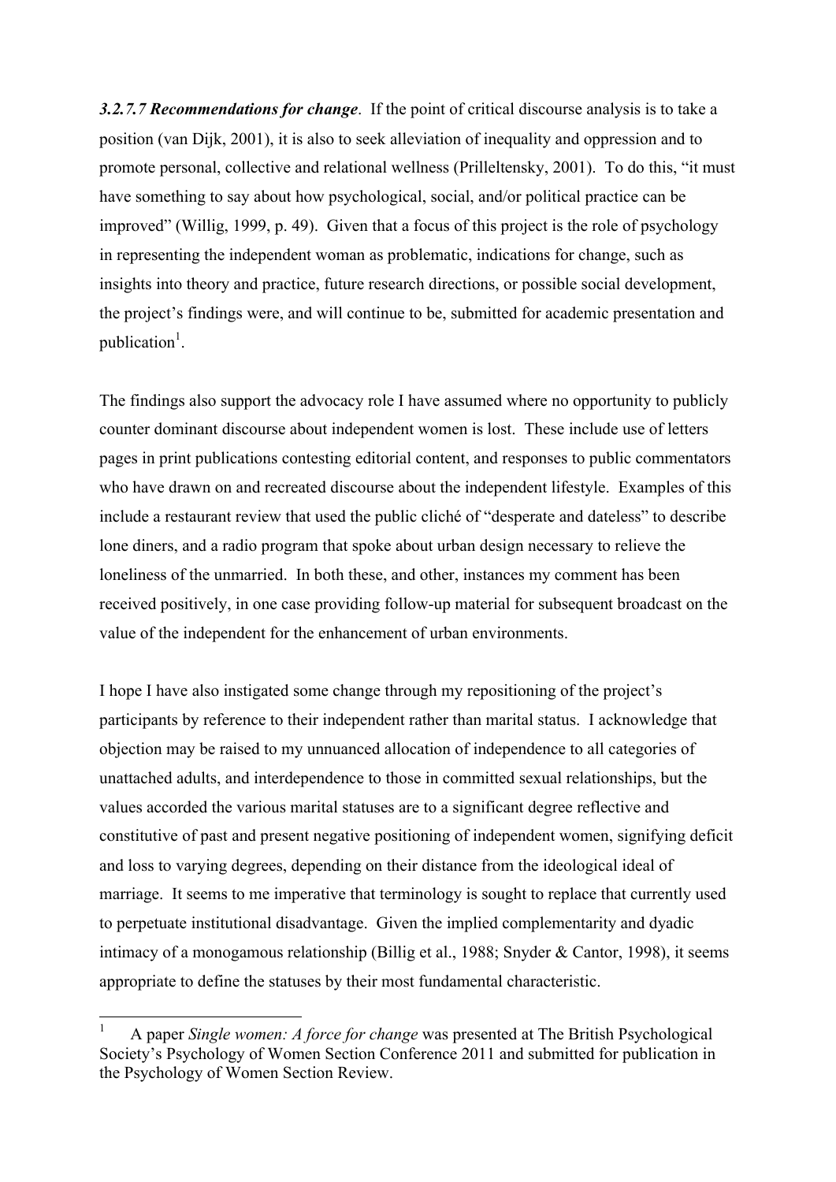***3.2.7.7 Recommendations for change***. If the point of critical discourse analysis is to take a position (van Dijk, 2001), it is also to seek alleviation of inequality and oppression and to promote personal, collective and relational wellness (Prilleltensky, 2001). To do this, "it must have something to say about how psychological, social, and/or political practice can be improved" (Willig, 1999, p. 49). Given that a focus of this project is the role of psychology in representing the independent woman as problematic, indications for change, such as insights into theory and practice, future research directions, or possible social development, the project's findings were, and will continue to be, submitted for academic presentation and publication[1].

The findings also support the advocacy role I have assumed where no opportunity to publicly counter dominant discourse about independent women is lost. These include use of letters pages in print publications contesting editorial content, and responses to public commentators who have drawn on and recreated discourse about the independent lifestyle. Examples of this include a restaurant review that used the public cliché of "desperate and dateless" to describe lone diners, and a radio program that spoke about urban design necessary to relieve the loneliness of the unmarried. In both these, and other, instances my comment has been received positively, in one case providing follow-up material for subsequent broadcast on the value of the independent for the enhancement of urban environments.

I hope I have also instigated some change through my repositioning of the project's participants by reference to their independent rather than marital status. I acknowledge that objection may be raised to my unnuanced allocation of independence to all categories of unattached adults, and interdependence to those in committed sexual relationships, but the values accorded the various marital statuses are to a significant degree reflective and constitutive of past and present negative positioning of independent women, signifying deficit and loss to varying degrees, depending on their distance from the ideological ideal of marriage. It seems to me imperative that terminology is sought to replace that currently used to perpetuate institutional disadvantage. Given the implied complementarity and dyadic intimacy of a monogamous relationship (Billig et al., 1988; Snyder & Cantor, 1998), it seems appropriate to define the statuses by their most fundamental characteristic.

---

[1] A paper *Single women: A force for change* was presented at The British Psychological Society's Psychology of Women Section Conference 2011 and submitted for publication in the Psychology of Women Section Review.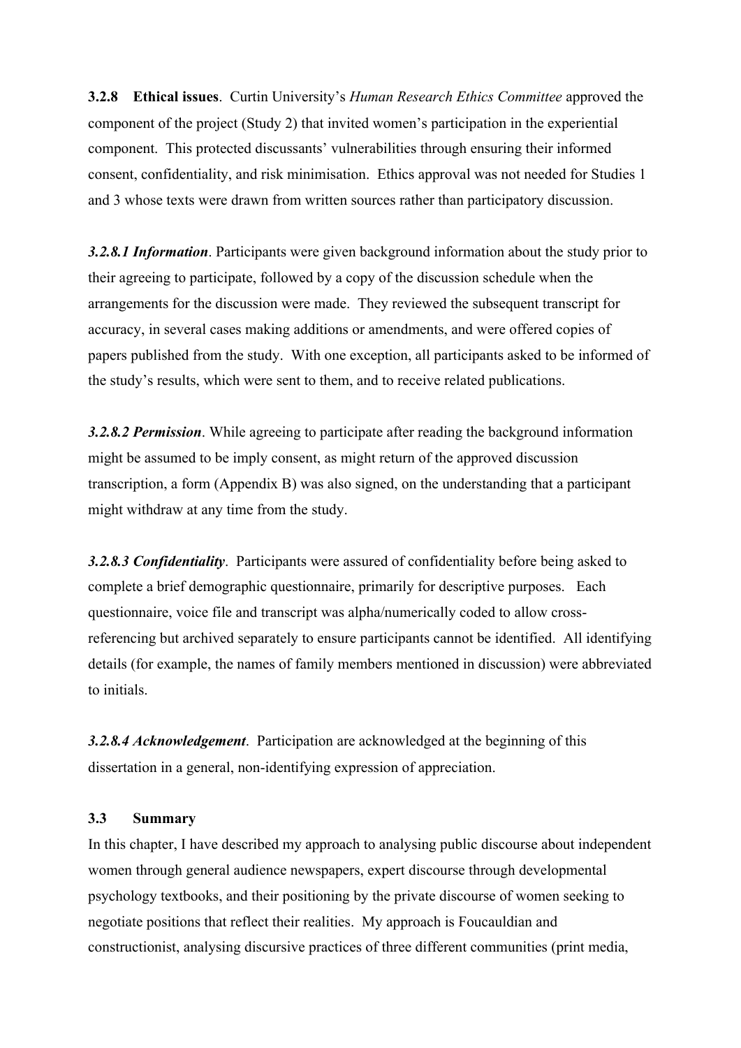**3.2.8 Ethical issues**. Curtin University's *Human Research Ethics Committee* approved the component of the project (Study 2) that invited women's participation in the experiential component. This protected discussants' vulnerabilities through ensuring their informed consent, confidentiality, and risk minimisation. Ethics approval was not needed for Studies 1 and 3 whose texts were drawn from written sources rather than participatory discussion.

***3.2.8.1 Information***. Participants were given background information about the study prior to their agreeing to participate, followed by a copy of the discussion schedule when the arrangements for the discussion were made. They reviewed the subsequent transcript for accuracy, in several cases making additions or amendments, and were offered copies of papers published from the study. With one exception, all participants asked to be informed of the study's results, which were sent to them, and to receive related publications.

***3.2.8.2 Permission***. While agreeing to participate after reading the background information might be assumed to be imply consent, as might return of the approved discussion transcription, a form (Appendix B) was also signed, on the understanding that a participant might withdraw at any time from the study.

***3.2.8.3 Confidentiality***. Participants were assured of confidentiality before being asked to complete a brief demographic questionnaire, primarily for descriptive purposes. Each questionnaire, voice file and transcript was alpha/numerically coded to allow cross-referencing but archived separately to ensure participants cannot be identified. All identifying details (for example, the names of family members mentioned in discussion) were abbreviated to initials.

***3.2.8.4 Acknowledgement***. Participation are acknowledged at the beginning of this dissertation in a general, non-identifying expression of appreciation.

### 3.3 Summary

In this chapter, I have described my approach to analysing public discourse about independent women through general audience newspapers, expert discourse through developmental psychology textbooks, and their positioning by the private discourse of women seeking to negotiate positions that reflect their realities. My approach is Foucauldian and constructionist, analysing discursive practices of three different communities (print media,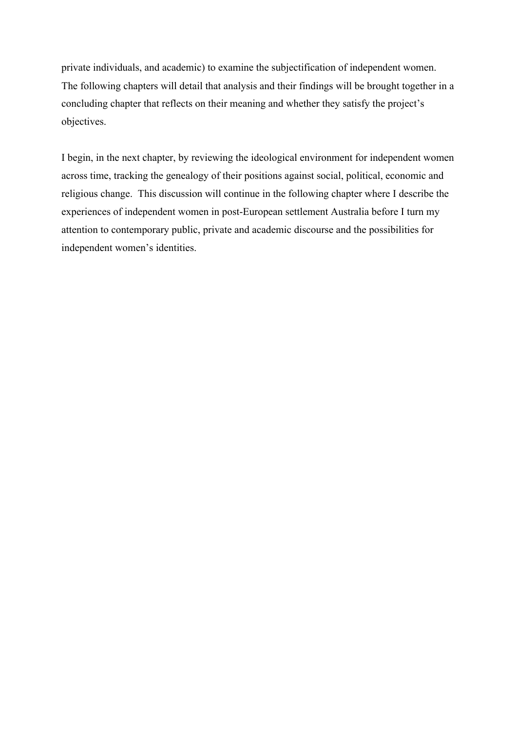private individuals, and academic) to examine the subjectification of independent women. The following chapters will detail that analysis and their findings will be brought together in a concluding chapter that reflects on their meaning and whether they satisfy the project's objectives.

I begin, in the next chapter, by reviewing the ideological environment for independent women across time, tracking the genealogy of their positions against social, political, economic and religious change. This discussion will continue in the following chapter where I describe the experiences of independent women in post-European settlement Australia before I turn my attention to contemporary public, private and academic discourse and the possibilities for independent women's identities.